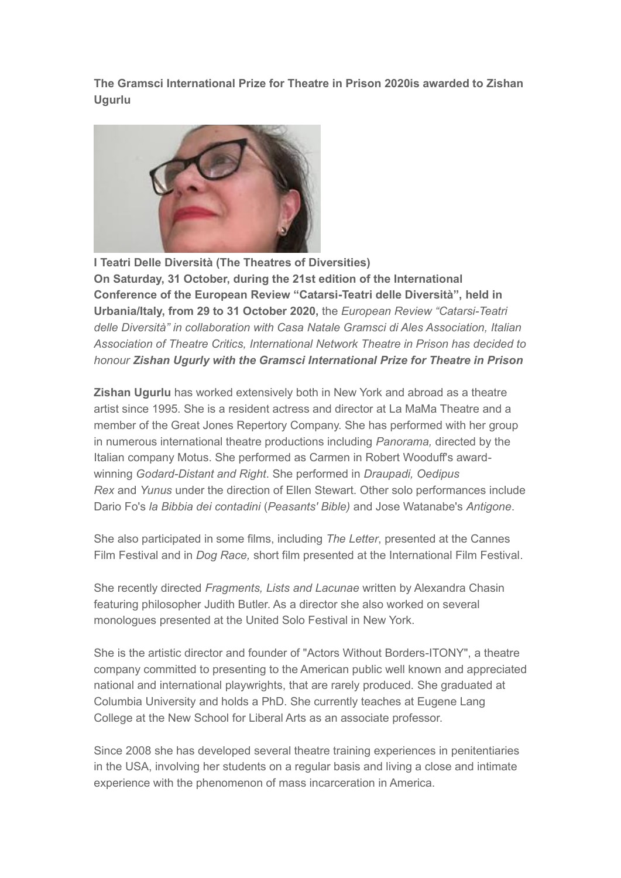**The Gramsci International Prize for Theatre in Prison 2020is awarded to Zishan Ugurlu**

**I Teatri Delle Diversità (The Theatres of Diversities)**
**On Saturday, 31 October, during the 21st edition of the International Conference of the European Review "Catarsi-Teatri delle Diversità", held in Urbania/Italy, from 29 to 31 October 2020,** the *European Review "Catarsi-Teatri delle Diversità" in collaboration with Casa Natale Gramsci di Ales Association, Italian Association of Theatre Critics, International Network Theatre in Prison has decided to honour* ***Zishan Ugurly with the Gramsci International Prize for Theatre in Prison***

**Zishan Ugurlu** has worked extensively both in New York and abroad as a theatre artist since 1995. She is a resident actress and director at La MaMa Theatre and a member of the Great Jones Repertory Company. She has performed with her group in numerous international theatre productions including *Panorama,* directed by the Italian company Motus. She performed as Carmen in Robert Wooduff's award-winning *Godard-Distant and Right*. She performed in *Draupadi, Oedipus Rex* and *Yunus* under the direction of Ellen Stewart. Other solo performances include Dario Fo's *la Bibbia dei contadini* (*Peasants' Bible)* and Jose Watanabe's *Antigone*.

She also participated in some films, including *The Letter*, presented at the Cannes Film Festival and in *Dog Race,* short film presented at the International Film Festival.

She recently directed *Fragments, Lists and Lacunae* written by Alexandra Chasin featuring philosopher Judith Butler. As a director she also worked on several monologues presented at the United Solo Festival in New York.

She is the artistic director and founder of "Actors Without Borders-ITONY", a theatre company committed to presenting to the American public well known and appreciated national and international playwrights, that are rarely produced. She graduated at Columbia University and holds a PhD. She currently teaches at Eugene Lang College at the New School for Liberal Arts as an associate professor.

Since 2008 she has developed several theatre training experiences in penitentiaries in the USA, involving her students on a regular basis and living a close and intimate experience with the phenomenon of mass incarceration in America.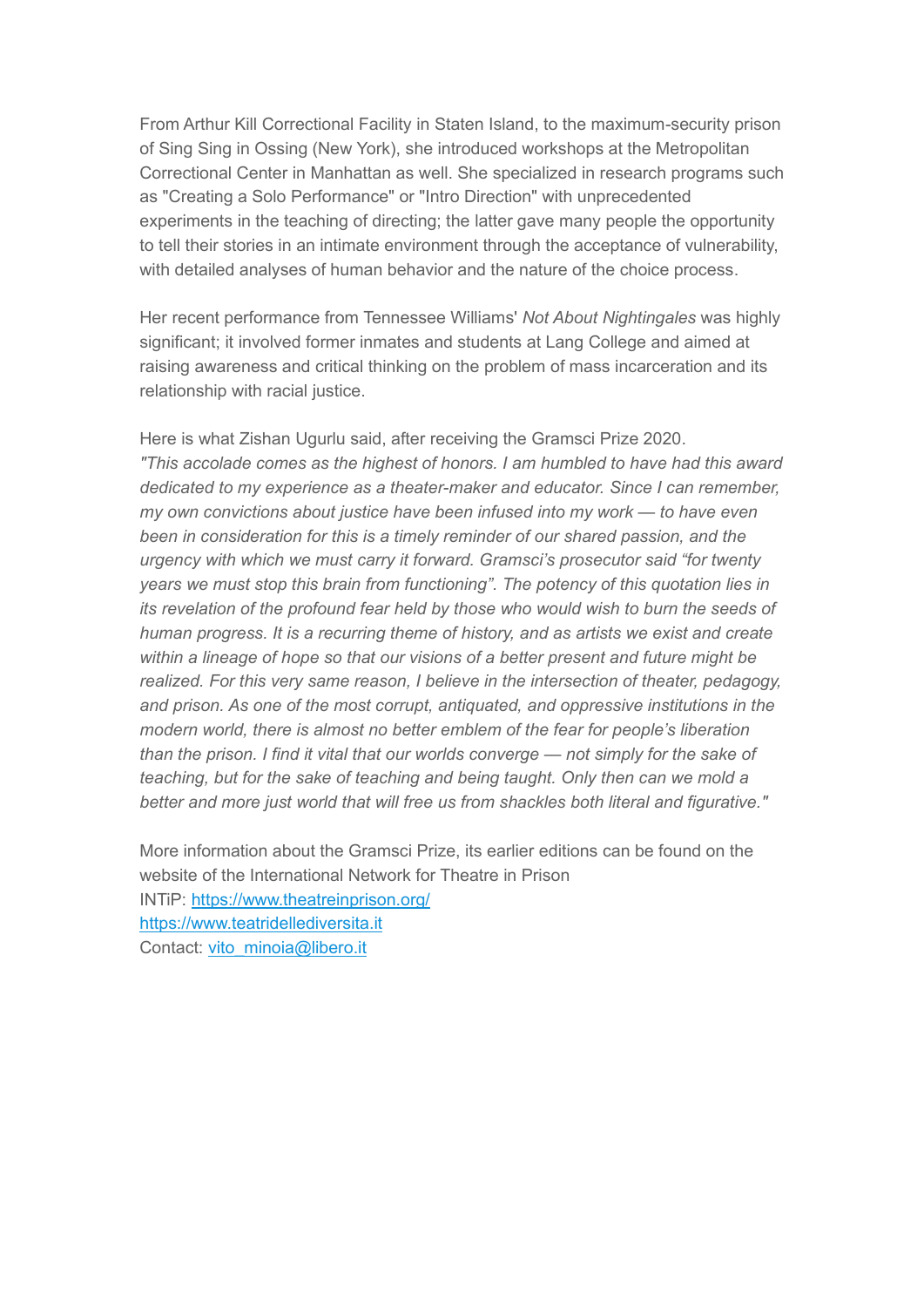From Arthur Kill Correctional Facility in Staten Island, to the maximum-security prison of Sing Sing in Ossing (New York), she introduced workshops at the Metropolitan Correctional Center in Manhattan as well. She specialized in research programs such as "Creating a Solo Performance" or "Intro Direction" with unprecedented experiments in the teaching of directing; the latter gave many people the opportunity to tell their stories in an intimate environment through the acceptance of vulnerability, with detailed analyses of human behavior and the nature of the choice process.

Her recent performance from Tennessee Williams' *Not About Nightingales* was highly significant; it involved former inmates and students at Lang College and aimed at raising awareness and critical thinking on the problem of mass incarceration and its relationship with racial justice.

Here is what Zishan Ugurlu said, after receiving the Gramsci Prize 2020.
*"This accolade comes as the highest of honors. I am humbled to have had this award dedicated to my experience as a theater-maker and educator. Since I can remember, my own convictions about justice have been infused into my work — to have even been in consideration for this is a timely reminder of our shared passion, and the urgency with which we must carry it forward. Gramsci's prosecutor said "for twenty years we must stop this brain from functioning". The potency of this quotation lies in its revelation of the profound fear held by those who would wish to burn the seeds of human progress. It is a recurring theme of history, and as artists we exist and create within a lineage of hope so that our visions of a better present and future might be realized. For this very same reason, I believe in the intersection of theater, pedagogy, and prison. As one of the most corrupt, antiquated, and oppressive institutions in the modern world, there is almost no better emblem of the fear for people's liberation than the prison. I find it vital that our worlds converge — not simply for the sake of teaching, but for the sake of teaching and being taught. Only then can we mold a better and more just world that will free us from shackles both literal and figurative."*

More information about the Gramsci Prize, its earlier editions can be found on the website of the International Network for Theatre in Prison
INTiP: https://www.theatreinprison.org/
https://www.teatridellediversita.it
Contact: vito_minoia@libero.it